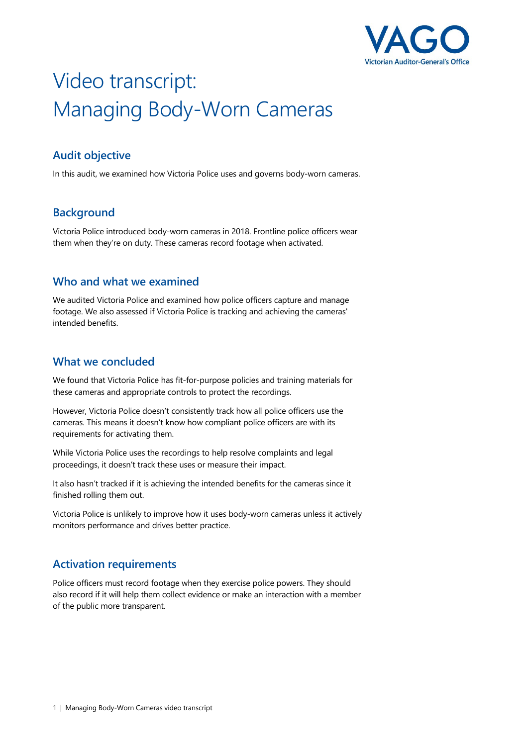# Video transcript: Managing Body-Worn Cameras

## Audit objective

In this audit, we examined how Victoria Police uses and governs body-worn cameras.

## Background

Victoria Police introduced body-worn cameras in 2018. Frontline police officers wear them when they're on duty. These cameras record footage when activated.

## Who and what we examined

We audited Victoria Police and examined how police officers capture and manage footage. We also assessed if Victoria Police is tracking and achieving the cameras' intended benefits.

## What we concluded

We found that Victoria Police has fit-for-purpose policies and training materials for these cameras and appropriate controls to protect the recordings.

However, Victoria Police doesn't consistently track how all police officers use the cameras. This means it doesn't know how compliant police officers are with its requirements for activating them.

While Victoria Police uses the recordings to help resolve complaints and legal proceedings, it doesn't track these uses or measure their impact.

It also hasn't tracked if it is achieving the intended benefits for the cameras since it finished rolling them out.

Victoria Police is unlikely to improve how it uses body-worn cameras unless it actively monitors performance and drives better practice.

## Activation requirements

Police officers must record footage when they exercise police powers. They should also record if it will help them collect evidence or make an interaction with a member of the public more transparent.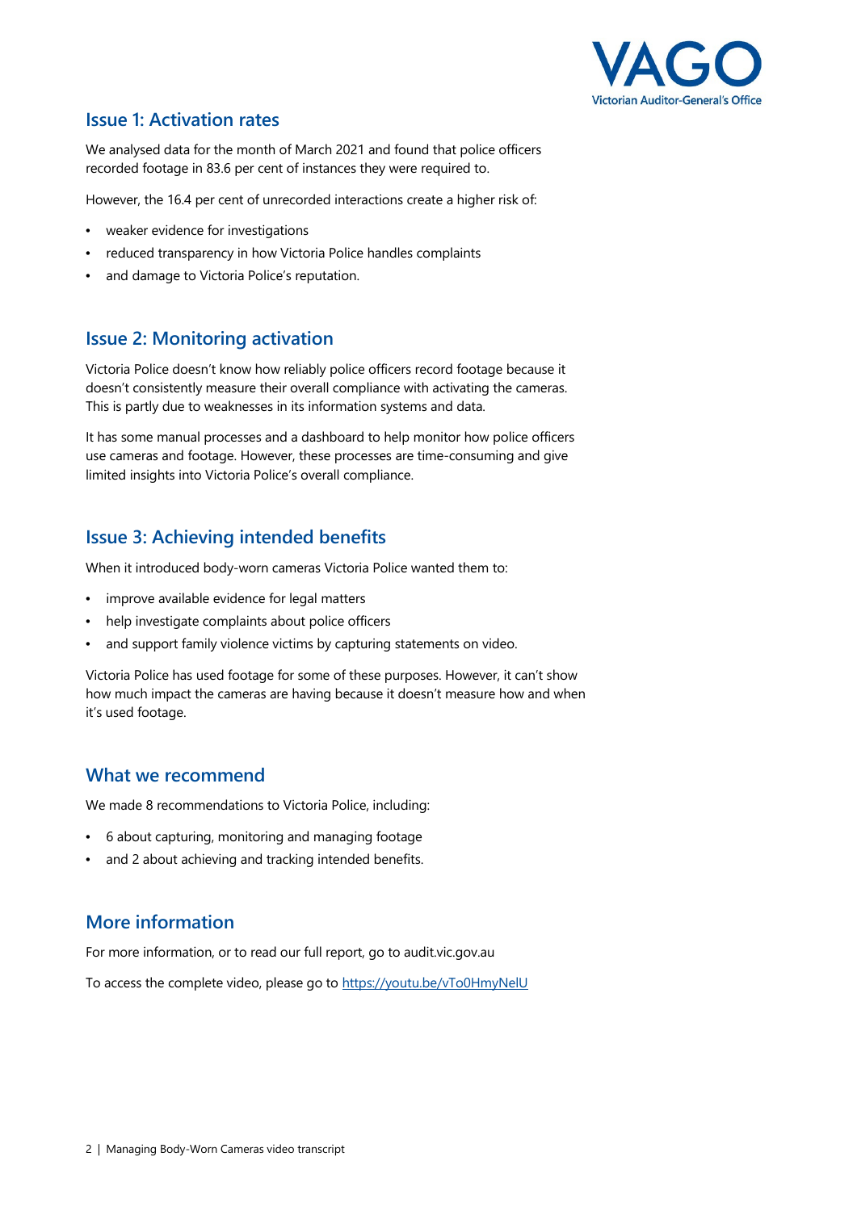## Issue 1: Activation rates

We analysed data for the month of March 2021 and found that police officers recorded footage in 83.6 per cent of instances they were required to.

However, the 16.4 per cent of unrecorded interactions create a higher risk of:

- weaker evidence for investigations
- reduced transparency in how Victoria Police handles complaints
- and damage to Victoria Police's reputation.

## Issue 2: Monitoring activation

Victoria Police doesn't know how reliably police officers record footage because it doesn't consistently measure their overall compliance with activating the cameras. This is partly due to weaknesses in its information systems and data.

It has some manual processes and a dashboard to help monitor how police officers use cameras and footage. However, these processes are time-consuming and give limited insights into Victoria Police's overall compliance.

## Issue 3: Achieving intended benefits

When it introduced body-worn cameras Victoria Police wanted them to:

- improve available evidence for legal matters
- help investigate complaints about police officers
- and support family violence victims by capturing statements on video.

Victoria Police has used footage for some of these purposes. However, it can't show how much impact the cameras are having because it doesn't measure how and when it's used footage.

## What we recommend

We made 8 recommendations to Victoria Police, including:

- 6 about capturing, monitoring and managing footage
- and 2 about achieving and tracking intended benefits.

## More information

For more information, or to read our full report, go to audit.vic.gov.au

To access the complete video, please go to [https://youtu.be/vTo0HmyNelU](https://youtu.be/vTo0HmyNelU)